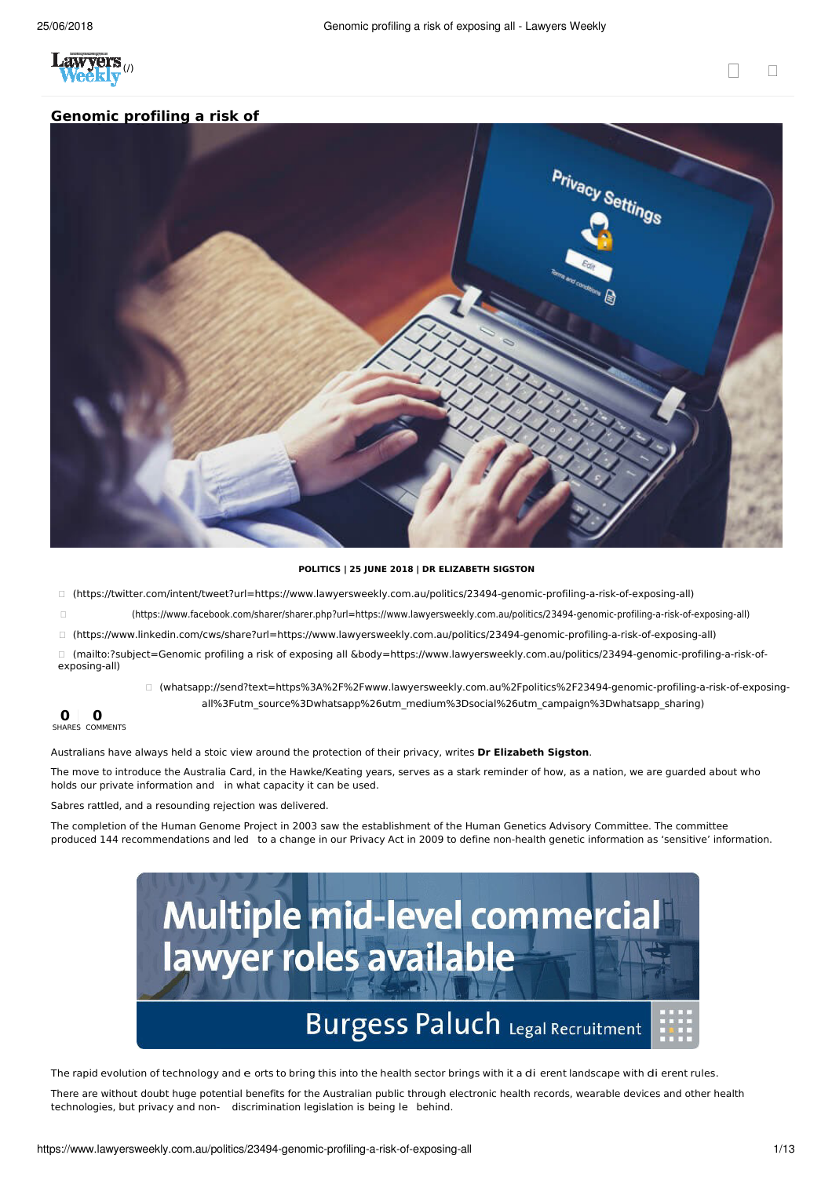# Genomic profiling a risk of exposing all

POLITICS | 25 JUNE 2018 | DR ELIZABETH SIGSTON

(https://twitter.com/intent/tweet?url=https://www.lawyersweekly.com.au/politics/23494-genomic-profiling-a-risk-of-exposing-all)

(https://www.facebook.com/sharer/sharer.php?url=https://www.lawyersweekly.com.au/politics/23494-genomic-profiling-a-risk-of-exposing-all)

(https://www.linkedin.com/cws/share?url=https://www.lawyersweekly.com.au/politics/23494-genomic-profiling-a-risk-of-exposing-all)

(mailto:?subject=Genomic profiling a risk of exposing all &body=https://www.lawyersweekly.com.au/politics/23494-genomic-profiling-a-risk-of-exposing-all)

(whatsapp://send?text=https%3A%2F%2Fwww.lawyersweekly.com.au%2Fpolitics%2F23494-genomic-profiling-a-risk-of-exposing-all%3Futm_source%3Dwhatsapp%26utm_medium%3Dsocial%26utm_campaign%3Dwhatsapp_sharing)

0 SHARES 0 COMMENTS

Australians have always held a stoic view around the protection of their privacy, writes **Dr Elizabeth Sigston**.

The move to introduce the Australia Card, in the Hawke/Keating years, serves as a stark reminder of how, as a nation, we are guarded about who holds our private information and in what capacity it can be used.

Sabres rattled, and a resounding rejection was delivered.

The completion of the Human Genome Project in 2003 saw the establishment of the Human Genetics Advisory Committee. The committee produced 144 recommendations and led to a change in our Privacy Act in 2009 to define non-health genetic information as 'sensitive' information.

Multiple mid-level commercial lawyer roles available

Burgess Paluch Legal Recruitment

The rapid evolution of technology and efforts to bring this into the health sector brings with it a different landscape with different rules.

There are without doubt huge potential benefits for the Australian public through electronic health records, wearable devices and other health technologies, but privacy and non-discrimination legislation is being left behind.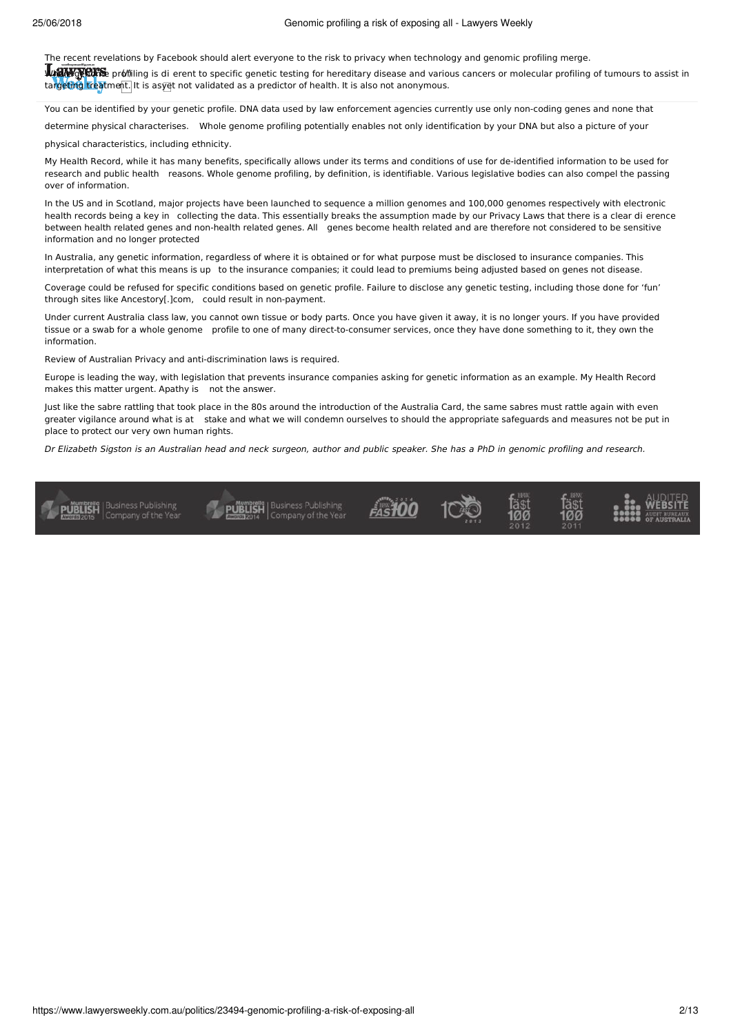The recent revelations by Facebook should alert everyone to the risk to privacy when technology and genomic profiling merge.

Whole genome profiling is di erent to specific genetic testing for hereditary disease and various cancers or molecular profiling of tumours to assist in targeting treatment. It is as yet not validated as a predictor of health. It is also not anonymous.

You can be identified by your genetic profile. DNA data used by law enforcement agencies currently use only non-coding genes and none that determine physical characterises. Whole genome profiling potentially enables not only identification by your DNA but also a picture of your physical characteristics, including ethnicity.

My Health Record, while it has many benefits, specifically allows under its terms and conditions of use for de-identified information to be used for research and public health reasons. Whole genome profiling, by definition, is identifiable. Various legislative bodies can also compel the passing over of information.

In the US and in Scotland, major projects have been launched to sequence a million genomes and 100,000 genomes respectively with electronic health records being a key in collecting the data. This essentially breaks the assumption made by our Privacy Laws that there is a clear di erence between health related genes and non-health related genes. All genes become health related and are therefore not considered to be sensitive information and no longer protected

In Australia, any genetic information, regardless of where it is obtained or for what purpose must be disclosed to insurance companies. This interpretation of what this means is up to the insurance companies; it could lead to premiums being adjusted based on genes not disease.

Coverage could be refused for specific conditions based on genetic profile. Failure to disclose any genetic testing, including those done for 'fun' through sites like Ancestory[.]com, could result in non-payment.

Under current Australia class law, you cannot own tissue or body parts. Once you have given it away, it is no longer yours. If you have provided tissue or a swab for a whole genome profile to one of many direct-to-consumer services, once they have done something to it, they own the information.

Review of Australian Privacy and anti-discrimination laws is required.

Europe is leading the way, with legislation that prevents insurance companies asking for genetic information as an example. My Health Record makes this matter urgent. Apathy is not the answer.

Just like the sabre rattling that took place in the 80s around the introduction of the Australia Card, the same sabres must rattle again with even greater vigilance around what is at stake and what we will condemn ourselves to should the appropriate safeguards and measures not be put in place to protect our very own human rights.

*Dr Elizabeth Sigston is an Australian head and neck surgeon, author and public speaker. She has a PhD in genomic profiling and research.*